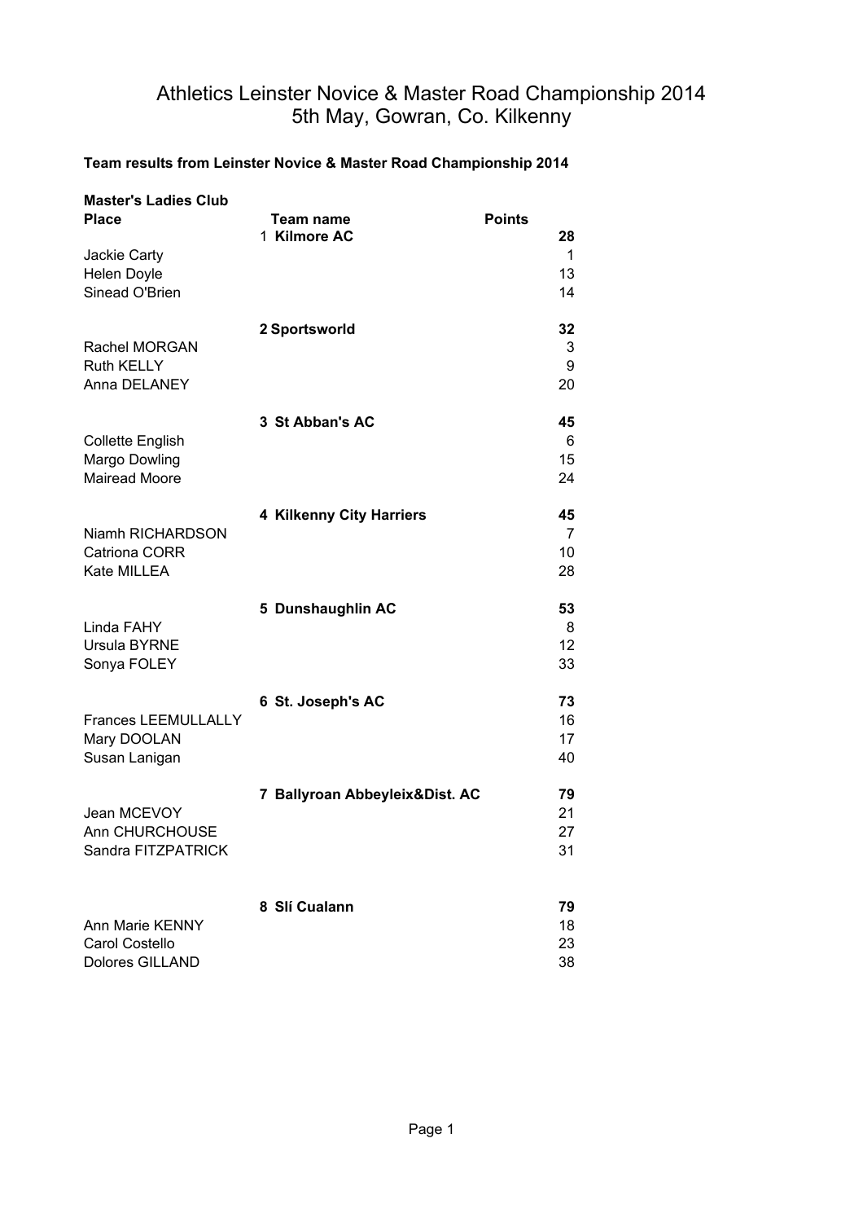# Athletics Leinster Novice & Master Road Championship 2014
## 5th May, Gowran, Co. Kilkenny

**Team results from Leinster Novice & Master Road Championship 2014**

**Master's Ladies Club**

| Place | Team name | Points |
|---|---|---|
| | 1 **Kilmore AC** | **28** |
| Jackie Carty | | 1 |
| Helen Doyle | | 13 |
| Sinead O'Brien | | 14 |
| | **2 Sportsworld** | **32** |
| Rachel MORGAN | | 3 |
| Ruth KELLY | | 9 |
| Anna DELANEY | | 20 |
| | **3 St Abban's AC** | **45** |
| Collette English | | 6 |
| Margo Dowling | | 15 |
| Mairead Moore | | 24 |
| | **4 Kilkenny City Harriers** | **45** |
| Niamh RICHARDSON | | 7 |
| Catriona CORR | | 10 |
| Kate MILLEA | | 28 |
| | **5 Dunshaughlin AC** | **53** |
| Linda FAHY | | 8 |
| Ursula BYRNE | | 12 |
| Sonya FOLEY | | 33 |
| | **6 St. Joseph's AC** | **73** |
| Frances LEEMULLALLY | | 16 |
| Mary DOOLAN | | 17 |
| Susan Lanigan | | 40 |
| | **7 Ballyroan Abbeyleix&Dist. AC** | **79** |
| Jean MCEVOY | | 21 |
| Ann CHURCHOUSE | | 27 |
| Sandra FITZPATRICK | | 31 |
| | **8 Slí Cualann** | **79** |
| Ann Marie KENNY | | 18 |
| Carol Costello | | 23 |
| Dolores GILLAND | | 38 |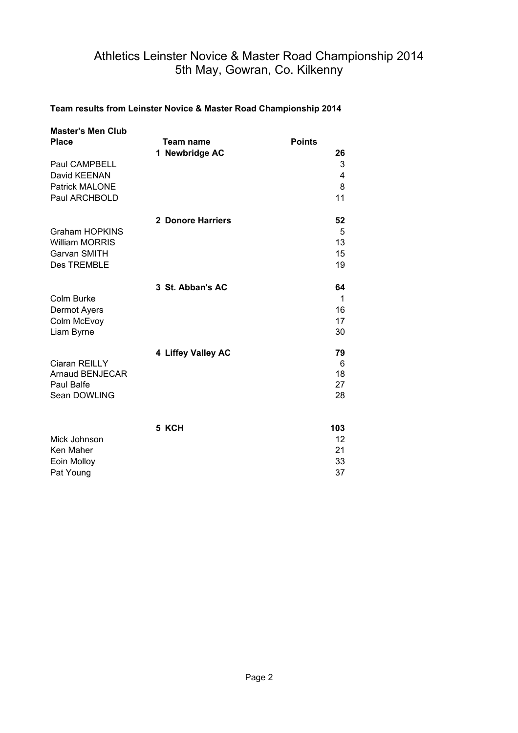# Athletics Leinster Novice & Master Road Championship 2014
## 5th May, Gowran, Co. Kilkenny

**Team results from Leinster Novice & Master Road Championship 2014**

| **Master's Men Club Place** | **Team name** | **Points** |
|---|---|---|
| | **1 Newbridge AC** | **26** |
| Paul CAMPBELL | | 3 |
| David KEENAN | | 4 |
| Patrick MALONE | | 8 |
| Paul ARCHBOLD | | 11 |
| | **2 Donore Harriers** | **52** |
| Graham HOPKINS | | 5 |
| William MORRIS | | 13 |
| Garvan SMITH | | 15 |
| Des TREMBLE | | 19 |
| | **3 St. Abban's AC** | **64** |
| Colm Burke | | 1 |
| Dermot Ayers | | 16 |
| Colm McEvoy | | 17 |
| Liam Byrne | | 30 |
| | **4 Liffey Valley AC** | **79** |
| Ciaran REILLY | | 6 |
| Arnaud BENJECAR | | 18 |
| Paul Balfe | | 27 |
| Sean DOWLING | | 28 |
| | **5 KCH** | **103** |
| Mick Johnson | | 12 |
| Ken Maher | | 21 |
| Eoin Molloy | | 33 |
| Pat Young | | 37 |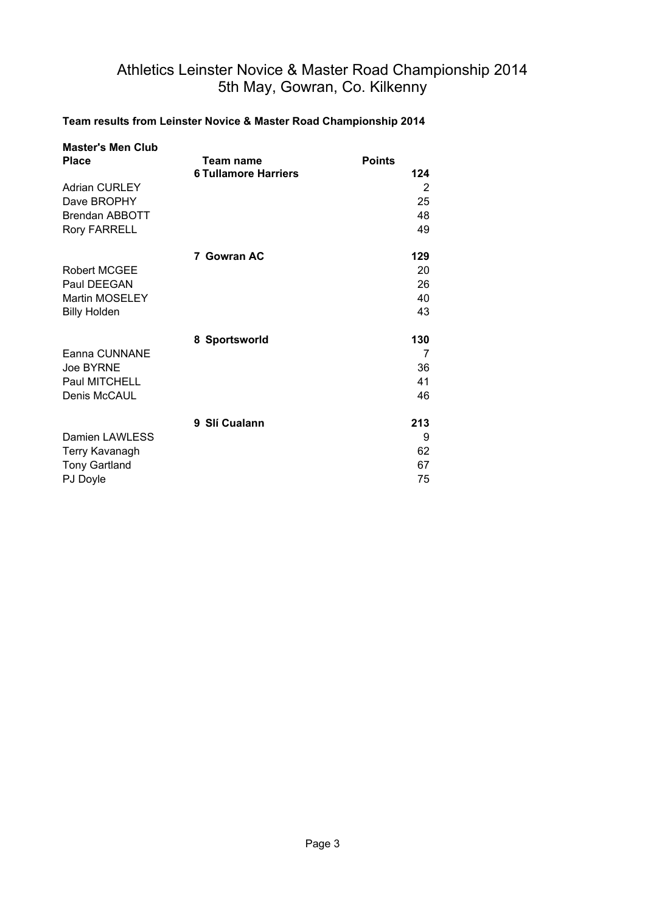# Athletics Leinster Novice & Master Road Championship 2014
## 5th May, Gowran, Co. Kilkenny

**Team results from Leinster Novice & Master Road Championship 2014**

**Master's Men Club**

| **Place** | **Team name** | **Points** |
|---|---|---|
| | **6 Tullamore Harriers** | **124** |
| Adrian CURLEY | | 2 |
| Dave BROPHY | | 25 |
| Brendan ABBOTT | | 48 |
| Rory FARRELL | | 49 |
| | **7 Gowran AC** | **129** |
| Robert MCGEE | | 20 |
| Paul DEEGAN | | 26 |
| Martin MOSELEY | | 40 |
| Billy Holden | | 43 |
| | **8 Sportsworld** | **130** |
| Eanna CUNNANE | | 7 |
| Joe BYRNE | | 36 |
| Paul MITCHELL | | 41 |
| Denis McCAUL | | 46 |
| | **9 Slí Cualann** | **213** |
| Damien LAWLESS | | 9 |
| Terry Kavanagh | | 62 |
| Tony Gartland | | 67 |
| PJ Doyle | | 75 |